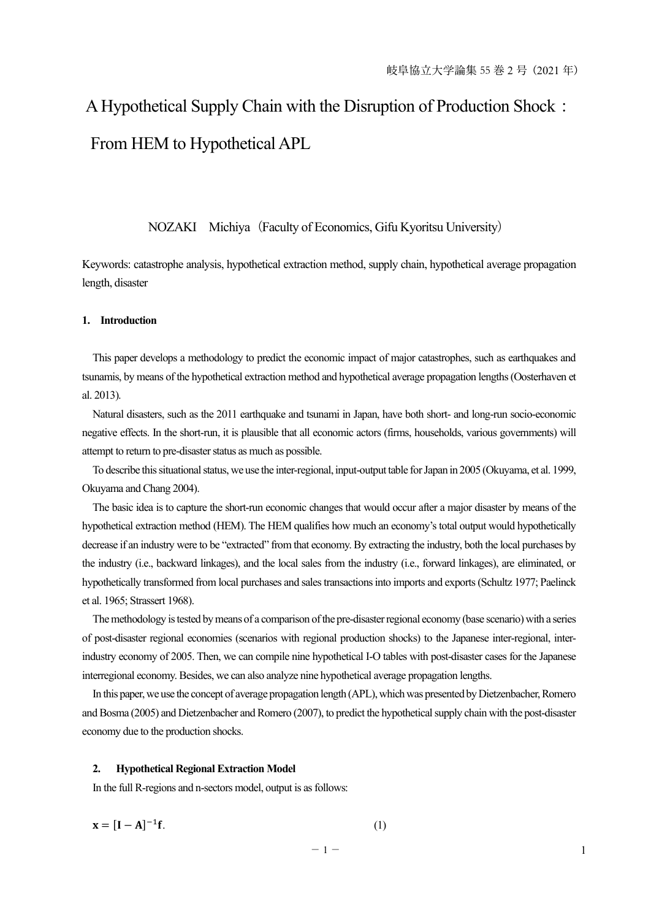# A Hypothetical Supply Chain with the Disruption of Production Shock： From HEM to Hypothetical APL

NOZAKI Michiya（Faculty of Economics, Gifu Kyoritsu University）

Keywords: catastrophe analysis, hypothetical extraction method, supply chain, hypothetical average propagation length, disaster

## 1. Introduction

This paper develops a methodology to predict the economic impact of major catastrophes, such as earthquakes and tsunamis, by means of the hypothetical extraction method and hypothetical average propagation lengths (Oosterhaven et al. 2013).

Natural disasters, such as the 2011 earthquake and tsunami in Japan, have both short- and long-run socio-economic negative effects. In the short-run, it is plausible that all economic actors (firms, households, various governments) will attempt to return to pre-disaster status as much as possible.

To describe this situational status, we use the inter-regional, input-output table for Japan in 2005 (Okuyama, et al. 1999, Okuyama and Chang 2004).

The basic idea is to capture the short-run economic changes that would occur after a major disaster by means of the hypothetical extraction method (HEM). The HEM qualifies how much an economy's total output would hypothetically decrease if an industry were to be "extracted" from that economy. By extracting the industry, both the local purchases by the industry (i.e., backward linkages), and the local sales from the industry (i.e., forward linkages), are eliminated, or hypothetically transformed from local purchases and sales transactions into imports and exports (Schultz 1977; Paelinck et al. 1965; Strassert 1968).

The methodology is tested by means of a comparison of the pre-disaster regional economy (base scenario) with a series of post-disaster regional economies (scenarios with regional production shocks) to the Japanese inter-regional, inter-industry economy of 2005. Then, we can compile nine hypothetical I-O tables with post-disaster cases for the Japanese interregional economy. Besides, we can also analyze nine hypothetical average propagation lengths.

In this paper, we use the concept of average propagation length (APL), which was presented by Dietzenbacher, Romero and Bosma (2005) and Dietzenbacher and Romero (2007), to predict the hypothetical supply chain with the post-disaster economy due to the production shocks.

## 2. Hypothetical Regional Extraction Model

In the full R-regions and n-sectors model, output is as follows:

$$\mathbf{x} = [\mathbf{I} - \mathbf{A}]^{-1}\mathbf{f}. \tag{1}$$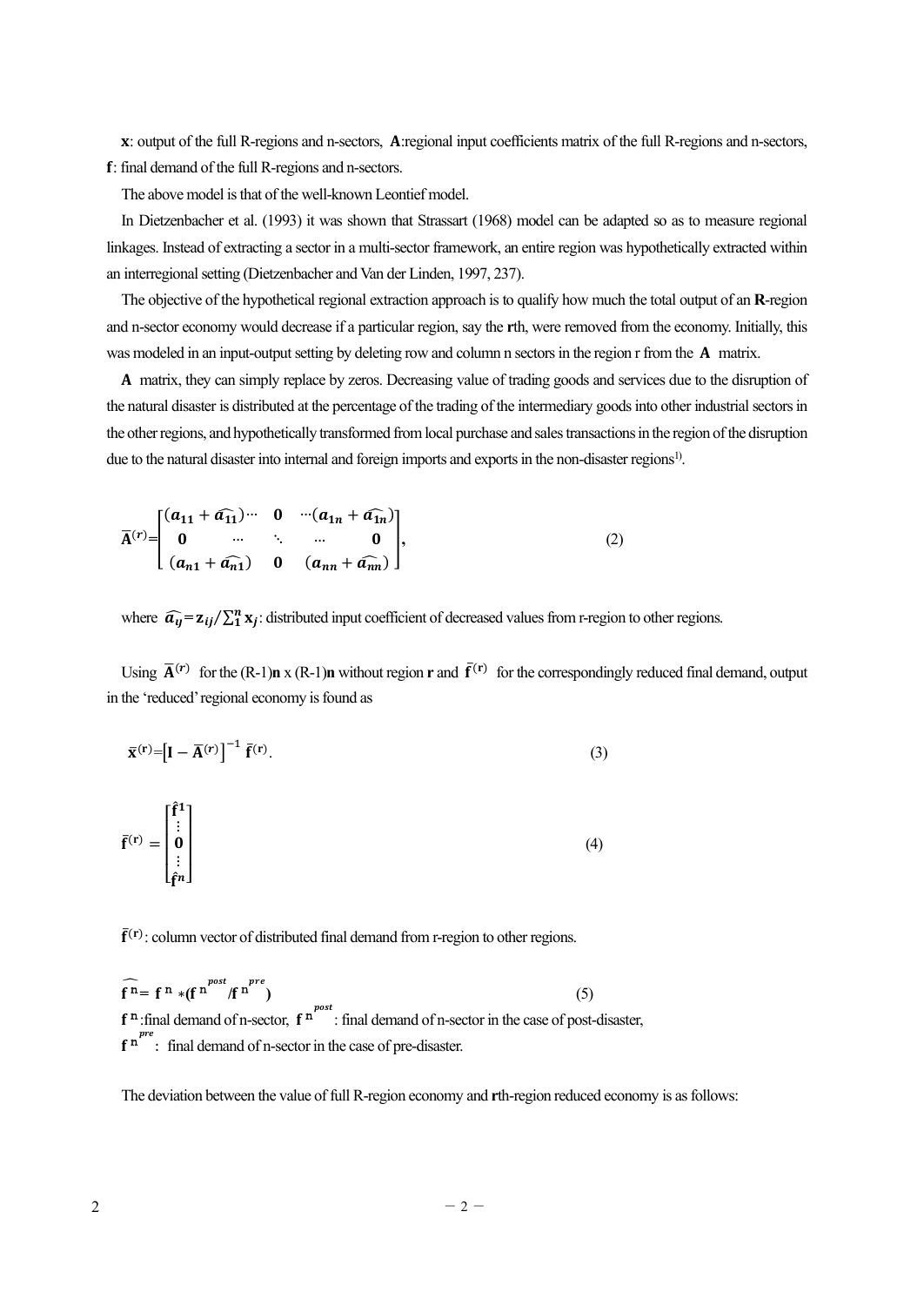**x**: output of the full R-regions and n-sectors, **A**:regional input coefficients matrix of the full R-regions and n-sectors, **f**: final demand of the full R-regions and n-sectors.

The above model is that of the well-known Leontief model.

In Dietzenbacher et al. (1993) it was shown that Strassart (1968) model can be adapted so as to measure regional linkages. Instead of extracting a sector in a multi-sector framework, an entire region was hypothetically extracted within an interregional setting (Dietzenbacher and Van der Linden, 1997, 237).

The objective of the hypothetical regional extraction approach is to qualify how much the total output of an **R**-region and n-sector economy would decrease if a particular region, say the **r**th, were removed from the economy. Initially, this was modeled in an input-output setting by deleting row and column n sectors in the region r from the **A** matrix.

**A** matrix, they can simply replace by zeros. Decreasing value of trading goods and services due to the disruption of the natural disaster is distributed at the percentage of the trading of the intermediary goods into other industrial sectors in the other regions, and hypothetically transformed from local purchase and sales transactions in the region of the disruption due to the natural disaster into internal and foreign imports and exports in the non-disaster regions[1].

$$\bar{\mathbf{A}}^{(r)}=\begin{bmatrix} (\boldsymbol{a_{11}}+\widehat{\boldsymbol{a_{11}}})\cdots & \mathbf{0} & \cdots(\boldsymbol{a_{1n}}+\widehat{\boldsymbol{a_{1n}}}) \\ \mathbf{0} \quad\quad \cdots & \ddots & \cdots \quad\quad \mathbf{0} \\ (\boldsymbol{a_{n1}}+\widehat{\boldsymbol{a_{n1}}}) & \mathbf{0} & (\boldsymbol{a_{nn}}+\widehat{\boldsymbol{a_{nn}}}) \end{bmatrix}, \tag{2}$$

where $\widehat{\boldsymbol{a_{ij}}}=\mathbf{z}_{ij}/\sum_{1}^{n}\mathbf{x}_j$: distributed input coefficient of decreased values from r-region to other regions.

Using $\bar{\mathbf{A}}^{(r)}$ for the (R-1)**n** x (R-1)**n** without region **r** and $\bar{\mathbf{f}}^{(\mathbf{r})}$ for the correspondingly reduced final demand, output in the 'reduced' regional economy is found as

$$\bar{\mathbf{x}}^{(\mathbf{r})}=\left[\mathbf{I}-\bar{\mathbf{A}}^{(r)}\right]^{-1}\bar{\mathbf{f}}^{(\mathbf{r})}. \tag{3}$$

$$\bar{\mathbf{f}}^{(\mathbf{r})}=\begin{bmatrix} \hat{\mathbf{f}}^{\mathbf{1}} \\ \vdots \\ \mathbf{0} \\ \vdots \\ \hat{\mathbf{f}}^{n} \end{bmatrix} \tag{4}$$

$\bar{\mathbf{f}}^{(\mathbf{r})}$: column vector of distributed final demand from r-region to other regions.

$$\widehat{\mathbf{f}^{\mathbf{n}}}=\mathbf{f}^{\mathbf{n}}*(\mathbf{f}^{\mathbf{n}^{post}}/\mathbf{f}^{\mathbf{n}^{pre}}) \tag{5}$$

$\mathbf{f}^{\mathbf{n}}$:final demand of n-sector, $\mathbf{f}^{\mathbf{n}^{post}}$: final demand of n-sector in the case of post-disaster, $\mathbf{f}^{\mathbf{n}^{pre}}$: final demand of n-sector in the case of pre-disaster.

The deviation between the value of full R-region economy and **r**th-region reduced economy is as follows: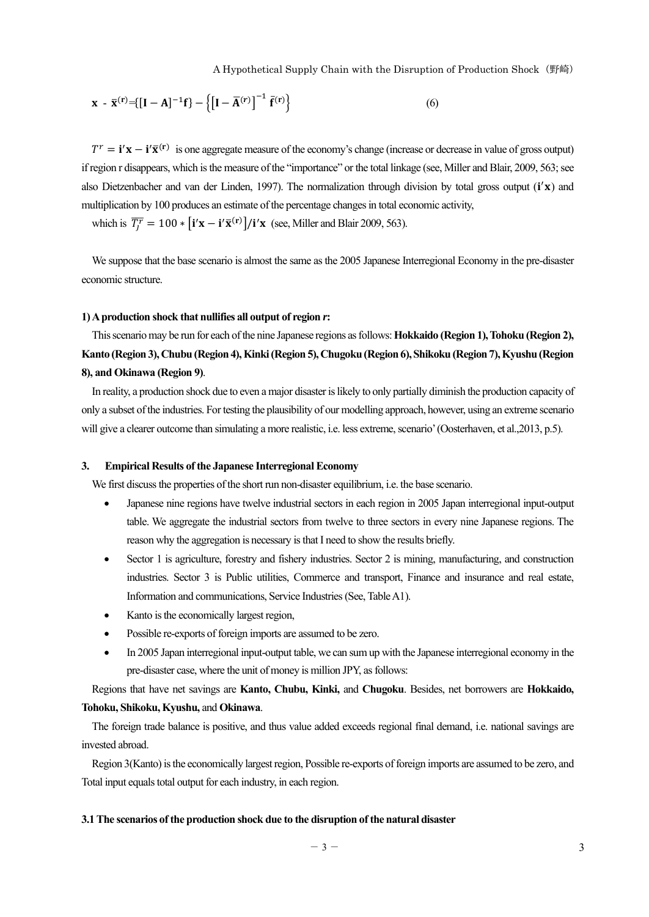$$\mathbf{x} - \bar{\mathbf{x}}^{(\mathbf{r})} = \{[\mathbf{I} - \mathbf{A}]^{-1}\mathbf{f}\} - \left\{\left[\mathbf{I} - \bar{\mathbf{A}}^{(\mathbf{r})}\right]^{-1} \bar{\mathbf{f}}^{(\mathbf{r})}\right\} \tag{6}$$

$T^r = \mathbf{i}'\mathbf{x} - \mathbf{i}'\bar{\mathbf{x}}^{(\mathbf{r})}$ is one aggregate measure of the economy's change (increase or decrease in value of gross output) if region r disappears, which is the measure of the "importance" or the total linkage (see, Miller and Blair, 2009, 563; see also Dietzenbacher and van der Linden, 1997). The normalization through division by total gross output ($\mathbf{i}'\mathbf{x}$) and multiplication by 100 produces an estimate of the percentage changes in total economic activity,

which is $\overline{T_j^r} = 100 * \left[\mathbf{i}'\mathbf{x} - \mathbf{i}'\bar{\mathbf{x}}^{(\mathbf{r})}\right] / \mathbf{i}'\mathbf{x}$ (see, Miller and Blair 2009, 563).

We suppose that the base scenario is almost the same as the 2005 Japanese Interregional Economy in the pre-disaster economic structure.

#### 1) A production shock that nullifies all output of region *r*:

This scenario may be run for each of the nine Japanese regions as follows: **Hokkaido (Region 1), Tohoku (Region 2), Kanto (Region 3), Chubu (Region 4), Kinki (Region 5), Chugoku (Region 6), Shikoku (Region 7), Kyushu (Region 8), and Okinawa (Region 9)**.

In reality, a production shock due to even a major disaster is likely to only partially diminish the production capacity of only a subset of the industries. For testing the plausibility of our modelling approach, however, using an extreme scenario will give a clearer outcome than simulating a more realistic, i.e. less extreme, scenario' (Oosterhaven, et al.,2013, p.5).

## 3. Empirical Results of the Japanese Interregional Economy

We first discuss the properties of the short run non-disaster equilibrium, i.e. the base scenario.

- Japanese nine regions have twelve industrial sectors in each region in 2005 Japan interregional input-output table. We aggregate the industrial sectors from twelve to three sectors in every nine Japanese regions. The reason why the aggregation is necessary is that I need to show the results briefly.
- Sector 1 is agriculture, forestry and fishery industries. Sector 2 is mining, manufacturing, and construction industries. Sector 3 is Public utilities, Commerce and transport, Finance and insurance and real estate, Information and communications, Service Industries (See, Table A1).
- Kanto is the economically largest region,
- Possible re-exports of foreign imports are assumed to be zero.
- In 2005 Japan interregional input-output table, we can sum up with the Japanese interregional economy in the pre-disaster case, where the unit of money is million JPY, as follows:

Regions that have net savings are **Kanto, Chubu, Kinki,** and **Chugoku**. Besides, net borrowers are **Hokkaido, Tohoku, Shikoku, Kyushu,** and **Okinawa**.

The foreign trade balance is positive, and thus value added exceeds regional final demand, i.e. national savings are invested abroad.

Region 3(Kanto) is the economically largest region, Possible re-exports of foreign imports are assumed to be zero, and Total input equals total output for each industry, in each region.

### 3.1 The scenarios of the production shock due to the disruption of the natural disaster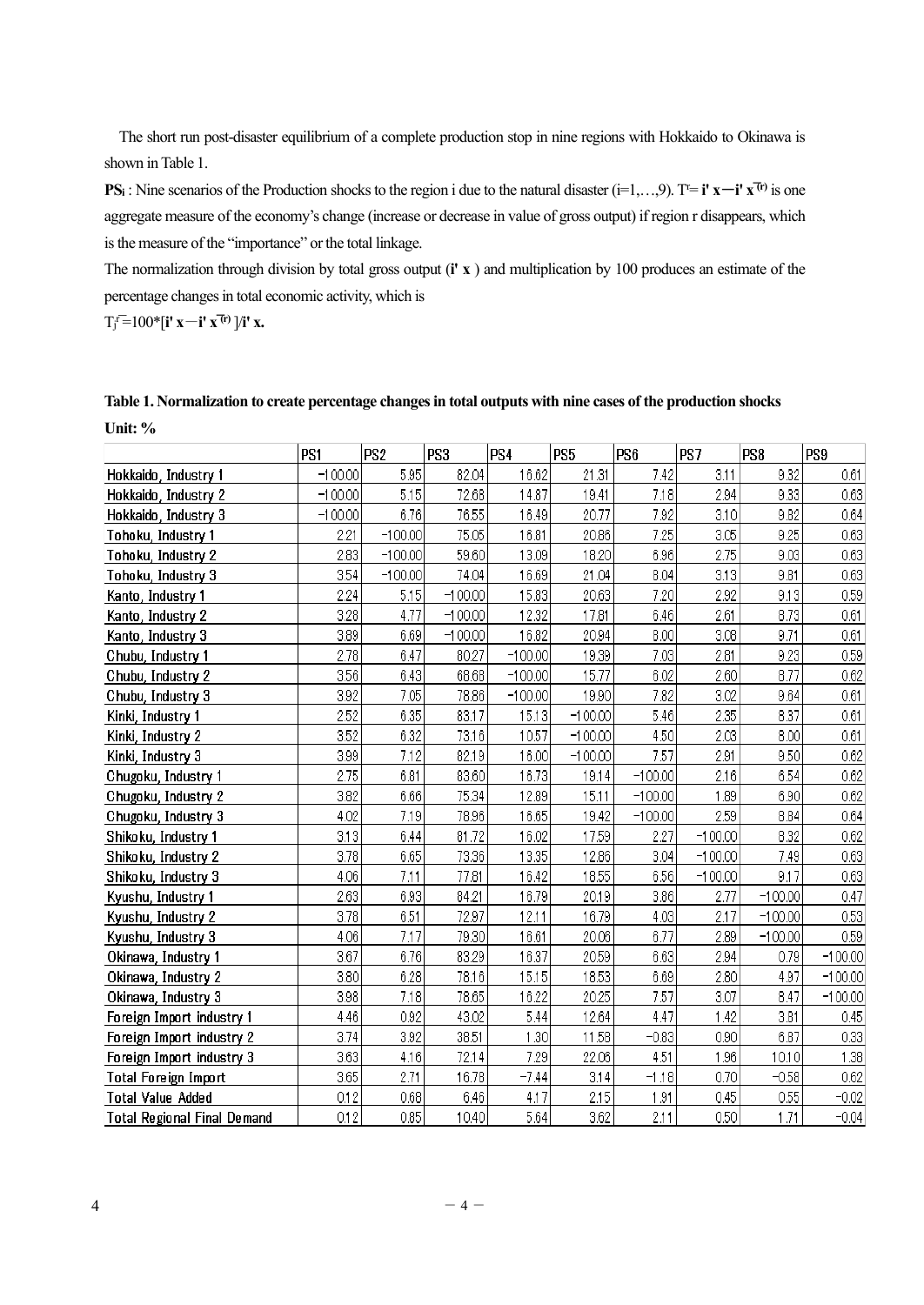The short run post-disaster equilibrium of a complete production stop in nine regions with Hokkaido to Okinawa is shown in Table 1.

**PS$_i$** : Nine scenarios of the Production shocks to the region i due to the natural disaster (i=1,…,9). $T^r = \mathbf{i' x} - \mathbf{i' x^{\overline{(r)}}}$ is one aggregate measure of the economy's change (increase or decrease in value of gross output) if region r disappears, which is the measure of the "importance" or the total linkage.

The normalization through division by total gross output ($\mathbf{i' x}$) and multiplication by 100 produces an estimate of the percentage changes in total economic activity, which is

$T_j^{\overline{r}} = 100 * [\mathbf{i' x} - \mathbf{i' x^{\overline{(r)}}}] / \mathbf{i' x}.$

**Table 1. Normalization to create percentage changes in total outputs with nine cases of the production shocks**

**Unit: %**

| | PS1 | PS2 | PS3 | PS4 | PS5 | PS6 | PS7 | PS8 | PS9 |
|---|---|---|---|---|---|---|---|---|---|
| Hokkaido, Industry 1 | -100.00 | 5.95 | 82.04 | 16.62 | 21.31 | 7.42 | 3.11 | 9.32 | 0.61 |
| Hokkaido, Industry 2 | -100.00 | 5.15 | 72.68 | 14.87 | 19.41 | 7.18 | 2.94 | 9.33 | 0.63 |
| Hokkaido, Industry 3 | -100.00 | 6.76 | 76.55 | 16.49 | 20.77 | 7.92 | 3.10 | 9.82 | 0.64 |
| Tohoku, Industry 1 | 2.21 | -100.00 | 75.05 | 16.81 | 20.86 | 7.25 | 3.05 | 9.25 | 0.63 |
| Tohoku, Industry 2 | 2.83 | -100.00 | 59.60 | 13.09 | 18.20 | 6.96 | 2.75 | 9.03 | 0.63 |
| Tohoku, Industry 3 | 3.54 | -100.00 | 74.04 | 16.69 | 21.04 | 8.04 | 3.13 | 9.81 | 0.63 |
| Kanto, Industry 1 | 2.24 | 5.15 | -100.00 | 15.83 | 20.63 | 7.20 | 2.92 | 9.13 | 0.59 |
| Kanto, Industry 2 | 3.28 | 4.77 | -100.00 | 12.32 | 17.81 | 6.46 | 2.61 | 8.73 | 0.61 |
| Kanto, Industry 3 | 3.89 | 6.69 | -100.00 | 16.82 | 20.94 | 8.00 | 3.08 | 9.71 | 0.61 |
| Chubu, Industry 1 | 2.78 | 6.47 | 80.27 | -100.00 | 19.39 | 7.03 | 2.81 | 9.23 | 0.59 |
| Chubu, Industry 2 | 3.56 | 6.43 | 68.68 | -100.00 | 15.77 | 6.02 | 2.60 | 8.77 | 0.62 |
| Chubu, Industry 3 | 3.92 | 7.05 | 78.86 | -100.00 | 19.90 | 7.82 | 3.02 | 9.64 | 0.61 |
| Kinki, Industry 1 | 2.52 | 6.35 | 83.17 | 15.13 | -100.00 | 5.46 | 2.35 | 8.37 | 0.61 |
| Kinki, Industry 2 | 3.52 | 6.32 | 73.16 | 10.57 | -100.00 | 4.50 | 2.03 | 8.00 | 0.61 |
| Kinki, Industry 3 | 3.99 | 7.12 | 82.19 | 16.00 | -100.00 | 7.57 | 2.91 | 9.50 | 0.62 |
| Chugoku, Industry 1 | 2.75 | 6.81 | 83.60 | 16.73 | 19.14 | -100.00 | 2.16 | 6.54 | 0.62 |
| Chugoku, Industry 2 | 3.82 | 6.66 | 75.34 | 12.89 | 15.11 | -100.00 | 1.89 | 6.90 | 0.62 |
| Chugoku, Industry 3 | 4.02 | 7.19 | 78.96 | 16.65 | 19.42 | -100.00 | 2.59 | 8.84 | 0.64 |
| Shikoku, Industry 1 | 3.13 | 6.44 | 81.72 | 16.02 | 17.59 | 2.27 | -100.00 | 8.32 | 0.62 |
| Shikoku, Industry 2 | 3.78 | 6.65 | 73.36 | 13.35 | 12.86 | 3.04 | -100.00 | 7.49 | 0.63 |
| Shikoku, Industry 3 | 4.06 | 7.11 | 77.81 | 16.42 | 18.55 | 6.56 | -100.00 | 9.17 | 0.63 |
| Kyushu, Industry 1 | 2.63 | 6.93 | 84.21 | 16.79 | 20.19 | 3.86 | 2.77 | -100.00 | 0.47 |
| Kyushu, Industry 2 | 3.78 | 6.51 | 72.97 | 12.11 | 16.79 | 4.03 | 2.17 | -100.00 | 0.53 |
| Kyushu, Industry 3 | 4.06 | 7.17 | 79.30 | 16.61 | 20.06 | 6.77 | 2.89 | -100.00 | 0.59 |
| Okinawa, Industry 1 | 3.67 | 6.76 | 83.29 | 16.37 | 20.59 | 6.63 | 2.94 | 0.79 | -100.00 |
| Okinawa, Industry 2 | 3.80 | 6.28 | 78.16 | 15.15 | 18.53 | 6.69 | 2.80 | 4.97 | -100.00 |
| Okinawa, Industry 3 | 3.98 | 7.18 | 78.65 | 16.22 | 20.25 | 7.57 | 3.07 | 8.47 | -100.00 |
| Foreign Import industry 1 | 4.46 | 0.92 | 43.02 | 5.44 | 12.64 | 4.47 | 1.42 | 3.81 | 0.45 |
| Foreign Import industry 2 | 3.74 | 3.92 | 38.51 | 1.30 | 11.58 | -0.83 | 0.90 | 6.87 | 0.33 |
| Foreign Import industry 3 | 3.63 | 4.16 | 72.14 | 7.29 | 22.06 | 4.51 | 1.96 | 10.10 | 1.38 |
| Total Foreign Import | 3.65 | 2.71 | 16.78 | -7.44 | 3.14 | -1.18 | 0.70 | -0.58 | 0.62 |
| Total Value Added | 0.12 | 0.68 | 6.46 | 4.17 | 2.15 | 1.91 | 0.45 | 0.55 | -0.02 |
| Total Regional Final Demand | 0.12 | 0.85 | 10.40 | 5.64 | 3.62 | 2.11 | 0.50 | 1.71 | -0.04 |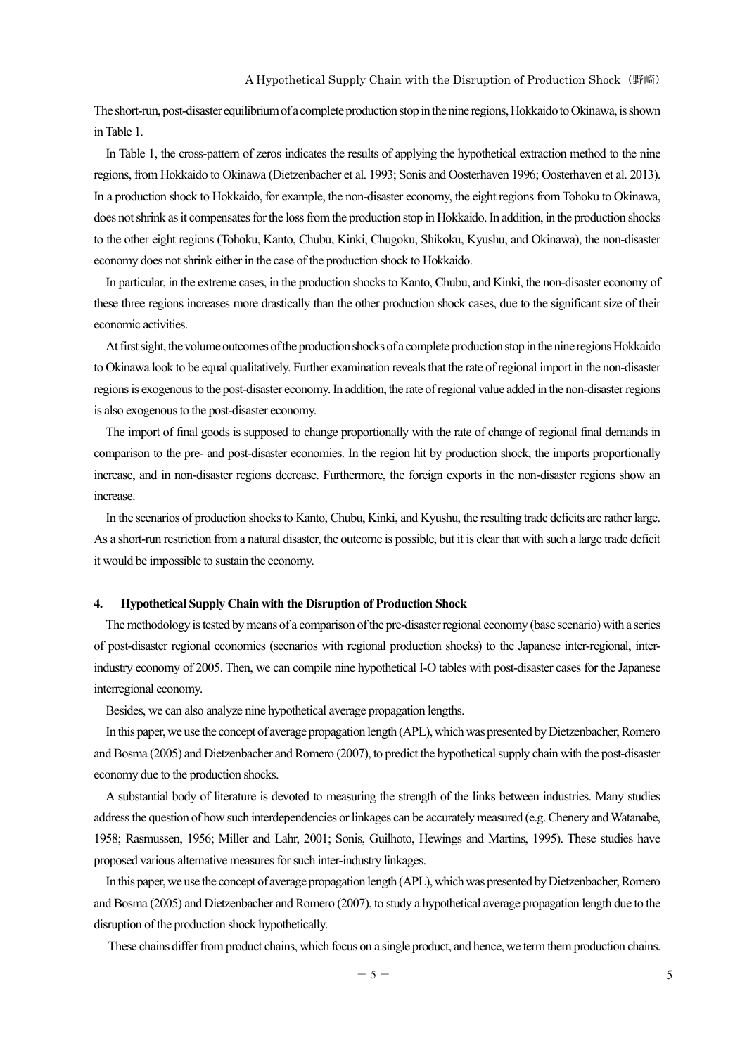The short-run, post-disaster equilibrium of a complete production stop in the nine regions, Hokkaido to Okinawa, is shown in Table 1.

In Table 1, the cross-pattern of zeros indicates the results of applying the hypothetical extraction method to the nine regions, from Hokkaido to Okinawa (Dietzenbacher et al. 1993; Sonis and Oosterhaven 1996; Oosterhaven et al. 2013). In a production shock to Hokkaido, for example, the non-disaster economy, the eight regions from Tohoku to Okinawa, does not shrink as it compensates for the loss from the production stop in Hokkaido. In addition, in the production shocks to the other eight regions (Tohoku, Kanto, Chubu, Kinki, Chugoku, Shikoku, Kyushu, and Okinawa), the non-disaster economy does not shrink either in the case of the production shock to Hokkaido.

In particular, in the extreme cases, in the production shocks to Kanto, Chubu, and Kinki, the non-disaster economy of these three regions increases more drastically than the other production shock cases, due to the significant size of their economic activities.

At first sight, the volume outcomes of the production shocks of a complete production stop in the nine regions Hokkaido to Okinawa look to be equal qualitatively. Further examination reveals that the rate of regional import in the non-disaster regions is exogenous to the post-disaster economy. In addition, the rate of regional value added in the non-disaster regions is also exogenous to the post-disaster economy.

The import of final goods is supposed to change proportionally with the rate of change of regional final demands in comparison to the pre- and post-disaster economies. In the region hit by production shock, the imports proportionally increase, and in non-disaster regions decrease. Furthermore, the foreign exports in the non-disaster regions show an increase.

In the scenarios of production shocks to Kanto, Chubu, Kinki, and Kyushu, the resulting trade deficits are rather large. As a short-run restriction from a natural disaster, the outcome is possible, but it is clear that with such a large trade deficit it would be impossible to sustain the economy.

## 4. Hypothetical Supply Chain with the Disruption of Production Shock

The methodology is tested by means of a comparison of the pre-disaster regional economy (base scenario) with a series of post-disaster regional economies (scenarios with regional production shocks) to the Japanese inter-regional, inter-industry economy of 2005. Then, we can compile nine hypothetical I-O tables with post-disaster cases for the Japanese interregional economy.

Besides, we can also analyze nine hypothetical average propagation lengths.

In this paper, we use the concept of average propagation length (APL), which was presented by Dietzenbacher, Romero and Bosma (2005) and Dietzenbacher and Romero (2007), to predict the hypothetical supply chain with the post-disaster economy due to the production shocks.

A substantial body of literature is devoted to measuring the strength of the links between industries. Many studies address the question of how such interdependencies or linkages can be accurately measured (e.g. Chenery and Watanabe, 1958; Rasmussen, 1956; Miller and Lahr, 2001; Sonis, Guilhoto, Hewings and Martins, 1995). These studies have proposed various alternative measures for such inter-industry linkages.

In this paper, we use the concept of average propagation length (APL), which was presented by Dietzenbacher, Romero and Bosma (2005) and Dietzenbacher and Romero (2007), to study a hypothetical average propagation length due to the disruption of the production shock hypothetically.

These chains differ from product chains, which focus on a single product, and hence, we term them production chains.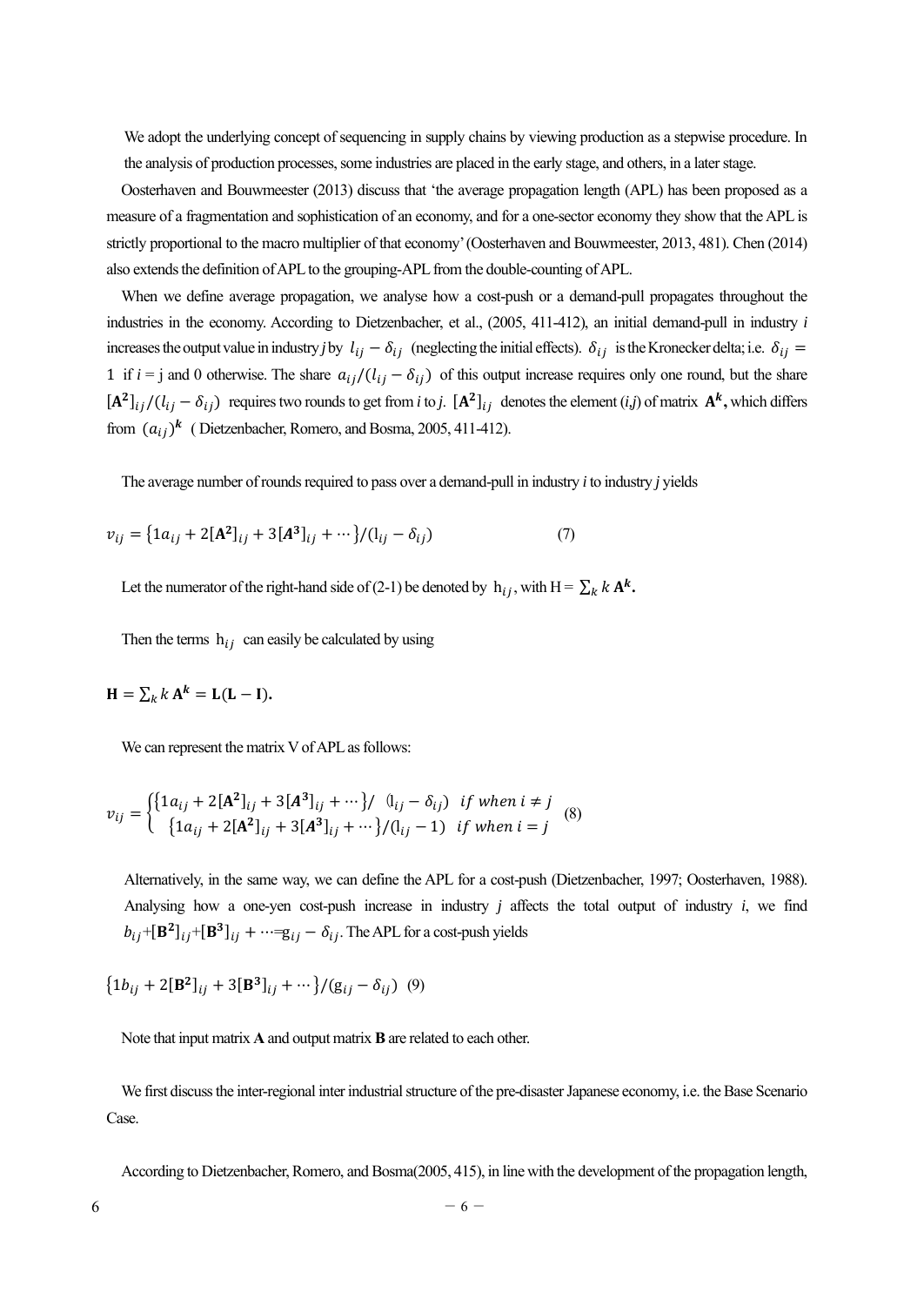We adopt the underlying concept of sequencing in supply chains by viewing production as a stepwise procedure. In the analysis of production processes, some industries are placed in the early stage, and others, in a later stage.

Oosterhaven and Bouwmeester (2013) discuss that 'the average propagation length (APL) has been proposed as a measure of a fragmentation and sophistication of an economy, and for a one-sector economy they show that the APL is strictly proportional to the macro multiplier of that economy' (Oosterhaven and Bouwmeester, 2013, 481). Chen (2014) also extends the definition of APL to the grouping-APL from the double-counting of APL.

When we define average propagation, we analyse how a cost-push or a demand-pull propagates throughout the industries in the economy. According to Dietzenbacher, et al., (2005, 411-412), an initial demand-pull in industry *i* increases the output value in industry *j* by $l_{ij} - \delta_{ij}$ (neglecting the initial effects). $\delta_{ij}$ is the Kronecker delta; i.e. $\delta_{ij} = 1$ if i = j and 0 otherwise. The share $a_{ij}/(l_{ij} - \delta_{ij})$ of this output increase requires only one round, but the share $[\mathbf{A^2}]_{ij}/(l_{ij} - \delta_{ij})$ requires two rounds to get from *i* to *j*. $[\mathbf{A^2}]_{ij}$ denotes the element (*i*,*j*) of matrix $\mathbf{A}^k$, which differs from $(a_{ij})^k$ ( Dietzenbacher, Romero, and Bosma, 2005, 411-412).

The average number of rounds required to pass over a demand-pull in industry *i* to industry *j* yields

$$v_{ij} = \{1a_{ij} + 2[\mathbf{A^2}]_{ij} + 3[\boldsymbol{A^3}]_{ij} + \cdots\}/(l_{ij} - \delta_{ij}) \qquad (7)$$

Let the numerator of the right-hand side of (2-1) be denoted by $h_{ij}$, with $H = \sum_k k\,\mathbf{A}^k$.

Then the terms $h_{ij}$ can easily be calculated by using

$$\mathbf{H} = \sum_k k\,\mathbf{A^k} = \mathbf{L}(\mathbf{L} - \mathbf{I}).$$

We can represent the matrix V of APL as follows:

$$v_{ij} = \begin{cases} \{1a_{ij} + 2[\mathbf{A^2}]_{ij} + 3[\boldsymbol{A^3}]_{ij} + \cdots\}/\ (l_{ij} - \delta_{ij}) & if\ when\ i \neq j \\ \{1a_{ij} + 2[\mathbf{A^2}]_{ij} + 3[\boldsymbol{A^3}]_{ij} + \cdots\}/(l_{ij} - 1) & if\ when\ i = j \end{cases} \qquad (8)$$

Alternatively, in the same way, we can define the APL for a cost-push (Dietzenbacher, 1997; Oosterhaven, 1988). Analysing how a one-yen cost-push increase in industry *j* affects the total output of industry *i*, we find $b_{ij} + [\mathbf{B^2}]_{ij} + [\mathbf{B^3}]_{ij} + \cdots = g_{ij} - \delta_{ij}$. The APL for a cost-push yields

$$\{1b_{ij} + 2[\mathbf{B^2}]_{ij} + 3[\mathbf{B^3}]_{ij} + \cdots\}/(g_{ij} - \delta_{ij}) \quad (9)$$

Note that input matrix **A** and output matrix **B** are related to each other.

We first discuss the inter-regional inter industrial structure of the pre-disaster Japanese economy, i.e. the Base Scenario Case.

According to Dietzenbacher, Romero, and Bosma(2005, 415), in line with the development of the propagation length,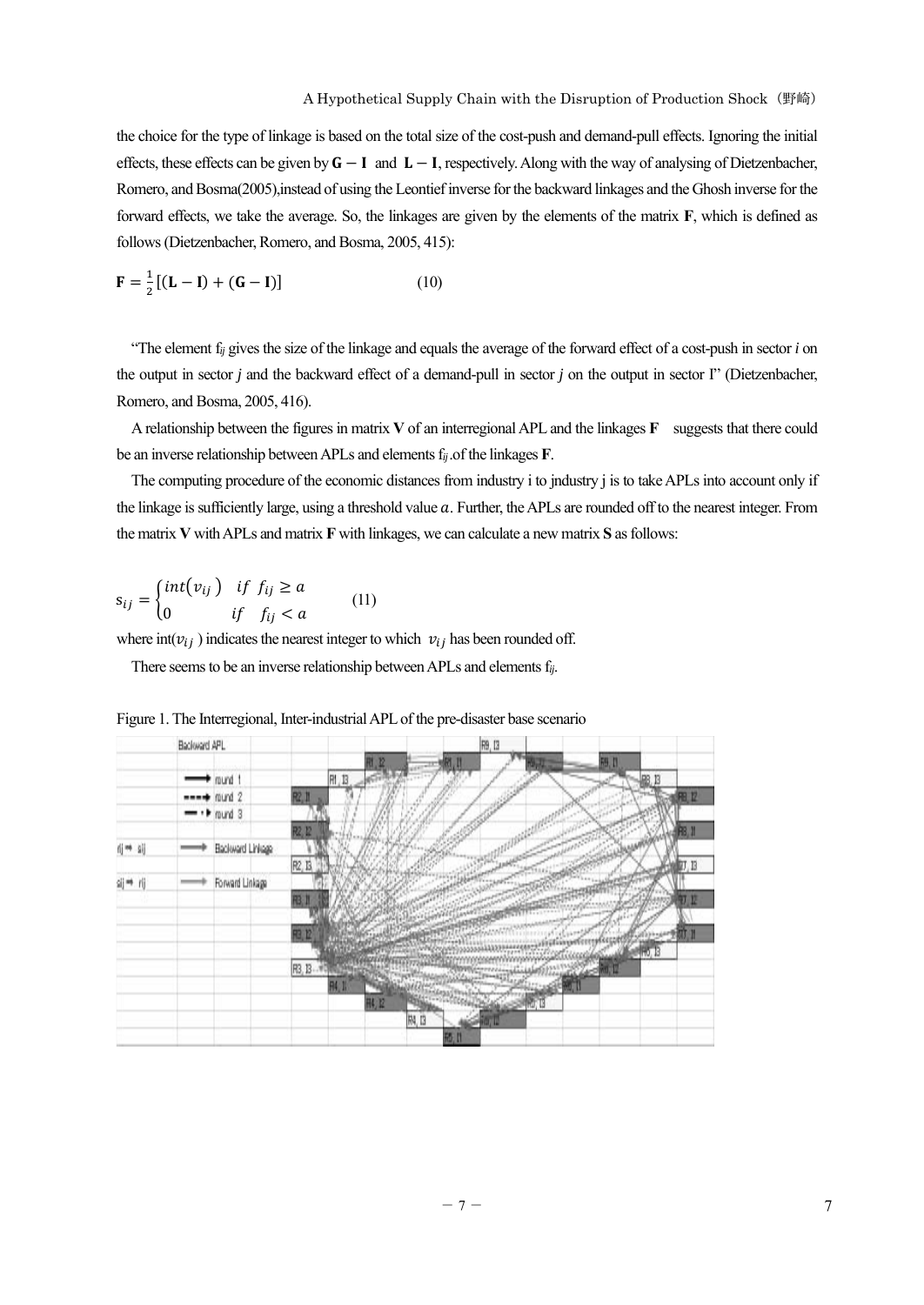the choice for the type of linkage is based on the total size of the cost-push and demand-pull effects. Ignoring the initial effects, these effects can be given by $\mathbf{G} - \mathbf{I}$ and $\mathbf{L} - \mathbf{I}$, respectively. Along with the way of analysing of Dietzenbacher, Romero, and Bosma(2005),instead of using the Leontief inverse for the backward linkages and the Ghosh inverse for the forward effects, we take the average. So, the linkages are given by the elements of the matrix **F**, which is defined as follows (Dietzenbacher, Romero, and Bosma, 2005, 415):

$$\mathbf{F} = \frac{1}{2}[(\mathbf{L} - \mathbf{I}) + (\mathbf{G} - \mathbf{I})] \qquad (10)$$

"The element $f_{ij}$ gives the size of the linkage and equals the average of the forward effect of a cost-push in sector *i* on the output in sector *j* and the backward effect of a demand-pull in sector *j* on the output in sector I" (Dietzenbacher, Romero, and Bosma, 2005, 416).

A relationship between the figures in matrix **V** of an interregional APL and the linkages **F** suggests that there could be an inverse relationship between APLs and elements $f_{ij}$ .of the linkages **F**.

The computing procedure of the economic distances from industry i to jndustry j is to take APLs into account only if the linkage is sufficiently large, using a threshold value $a$. Further, the APLs are rounded off to the nearest integer. From the matrix **V** with APLs and matrix **F** with linkages, we can calculate a new matrix **S** as follows:

$$s_{ij} = \begin{cases} int(v_{ij}) & if \ f_{ij} \geq a \\ 0 & if \ \ f_{ij} < a \end{cases} \qquad (11)$$

where int($v_{ij}$ ) indicates the nearest integer to which $v_{ij}$ has been rounded off.

There seems to be an inverse relationship between APLs and elements $f_{ij}$.

Figure 1. The Interregional, Inter-industrial APL of the pre-disaster base scenario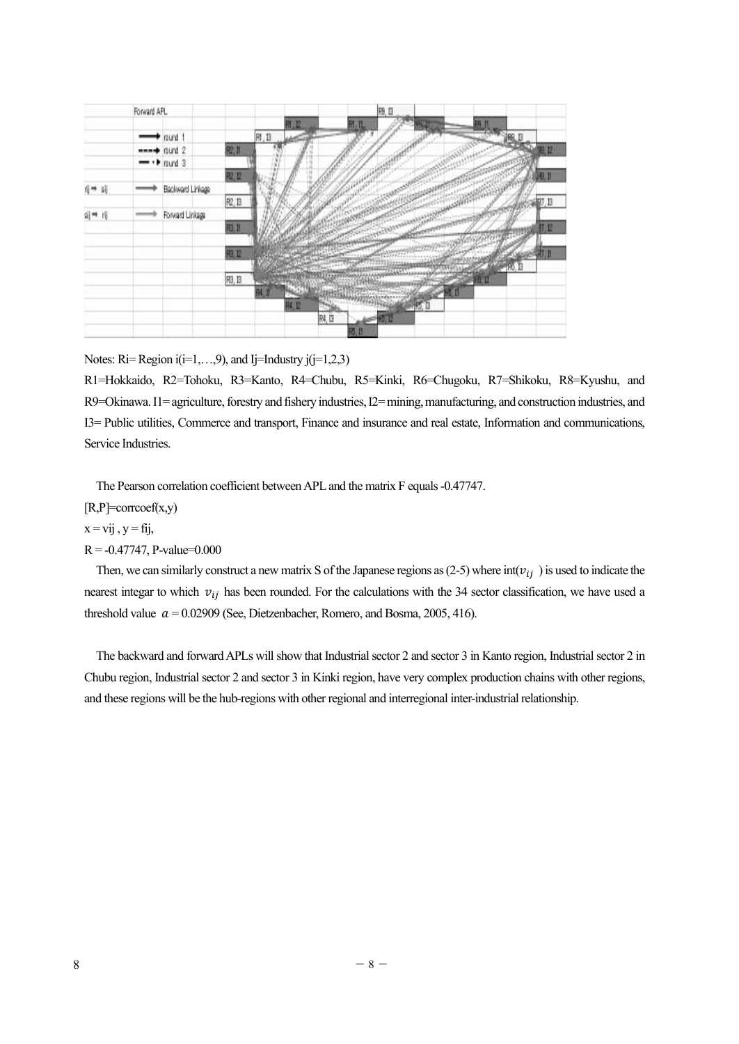Notes: Ri= Region i(i=1,…,9), and Ij=Industry j(j=1,2,3)

R1=Hokkaido, R2=Tohoku, R3=Kanto, R4=Chubu, R5=Kinki, R6=Chugoku, R7=Shikoku, R8=Kyushu, and R9=Okinawa. I1= agriculture, forestry and fishery industries, I2= mining, manufacturing, and construction industries, and I3= Public utilities, Commerce and transport, Finance and insurance and real estate, Information and communications, Service Industries.

The Pearson correlation coefficient between APL and the matrix F equals -0.47747.

[R,P]=corrcoef(x,y)

x = vij , y = fij,

R = -0.47747, P-value=0.000

Then, we can similarly construct a new matrix S of the Japanese regions as (2-5) where int($v_{ij}$ ) is used to indicate the nearest integer to which $v_{ij}$ has been rounded. For the calculations with the 34 sector classification, we have used a threshold value $\alpha$ = 0.02909 (See, Dietzenbacher, Romero, and Bosma, 2005, 416).

The backward and forward APLs will show that Industrial sector 2 and sector 3 in Kanto region, Industrial sector 2 in Chubu region, Industrial sector 2 and sector 3 in Kinki region, have very complex production chains with other regions, and these regions will be the hub-regions with other regional and interregional inter-industrial relationship.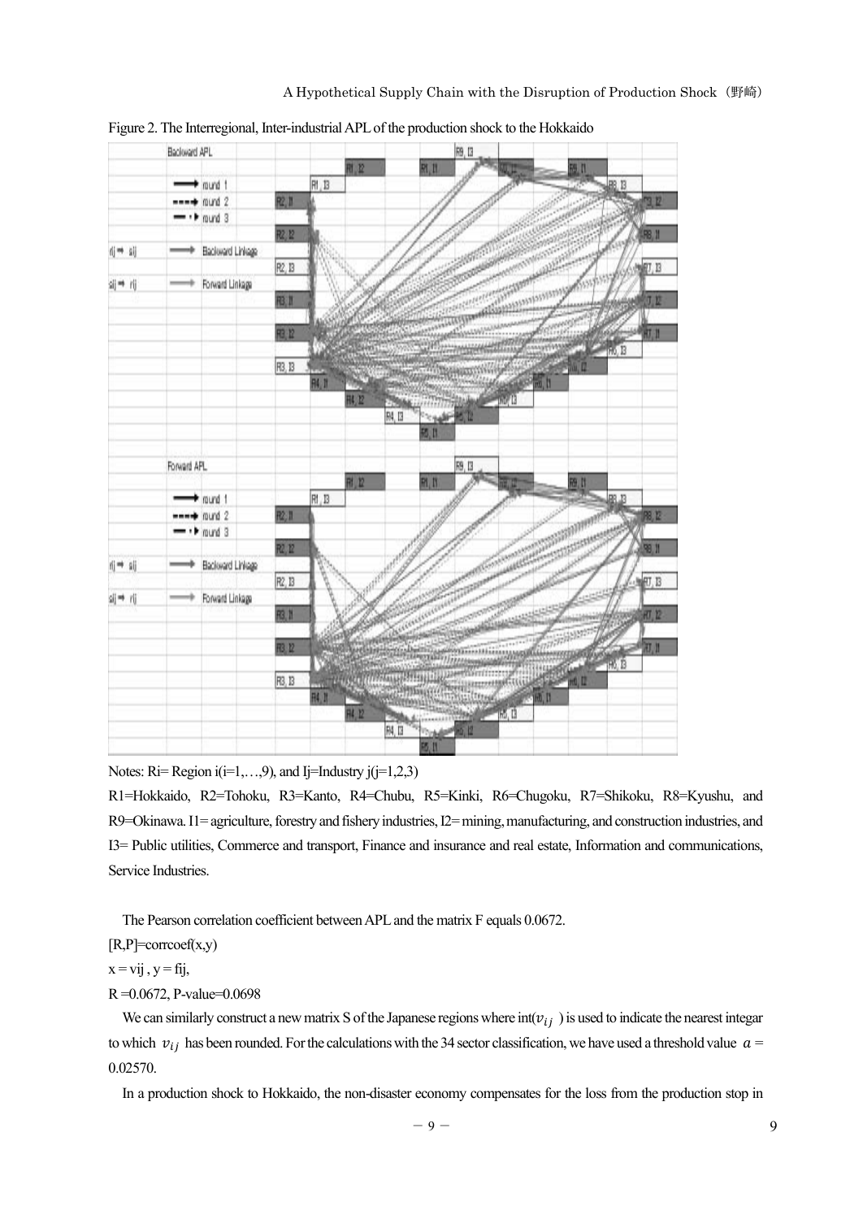Figure 2. The Interregional, Inter-industrial APL of the production shock to the Hokkaido

Notes: Ri= Region i(i=1,…,9), and Ij=Industry j(j=1,2,3)

R1=Hokkaido, R2=Tohoku, R3=Kanto, R4=Chubu, R5=Kinki, R6=Chugoku, R7=Shikoku, R8=Kyushu, and R9=Okinawa. I1= agriculture, forestry and fishery industries, I2= mining, manufacturing, and construction industries, and I3= Public utilities, Commerce and transport, Finance and insurance and real estate, Information and communications, Service Industries.

The Pearson correlation coefficient between APL and the matrix F equals 0.0672.

[R,P]=corrcoef(x,y)

x = vij , y = fij,

R =0.0672, P-value=0.0698

We can similarly construct a new matrix S of the Japanese regions where int($v_{ij}$ ) is used to indicate the nearest integar to which $v_{ij}$ has been rounded. For the calculations with the 34 sector classification, we have used a threshold value $a$ = 0.02570.

In a production shock to Hokkaido, the non-disaster economy compensates for the loss from the production stop in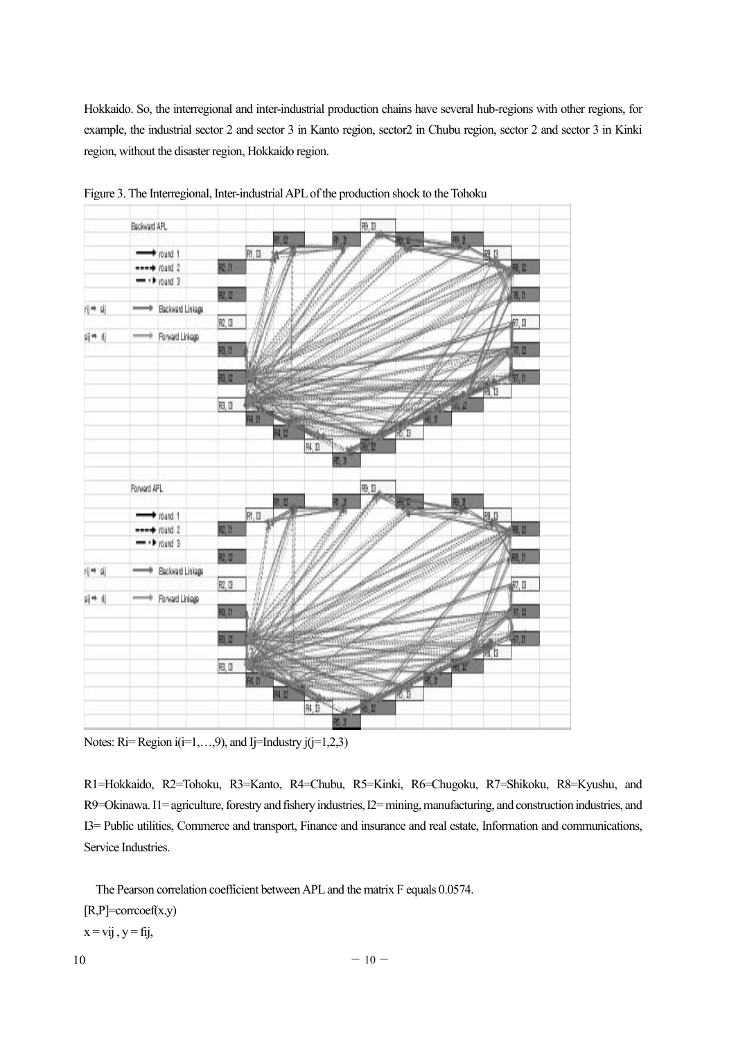Hokkaido. So, the interregional and inter-industrial production chains have several hub-regions with other regions, for example, the industrial sector 2 and sector 3 in Kanto region, sector2 in Chubu region, sector 2 and sector 3 in Kinki region, without the disaster region, Hokkaido region.

Figure 3. The Interregional, Inter-industrial APL of the production shock to the Tohoku

Notes: Ri= Region i(i=1,…,9), and Ij=Industry j(j=1,2,3)

R1=Hokkaido, R2=Tohoku, R3=Kanto, R4=Chubu, R5=Kinki, R6=Chugoku, R7=Shikoku, R8=Kyushu, and R9=Okinawa. I1= agriculture, forestry and fishery industries, I2= mining, manufacturing, and construction industries, and I3= Public utilities, Commerce and transport, Finance and insurance and real estate, Information and communications, Service Industries.

The Pearson correlation coefficient between APL and the matrix F equals 0.0574.

[R,P]=corrcoef(x,y)

$x = v_{ij}$ , $y = f_{ij}$,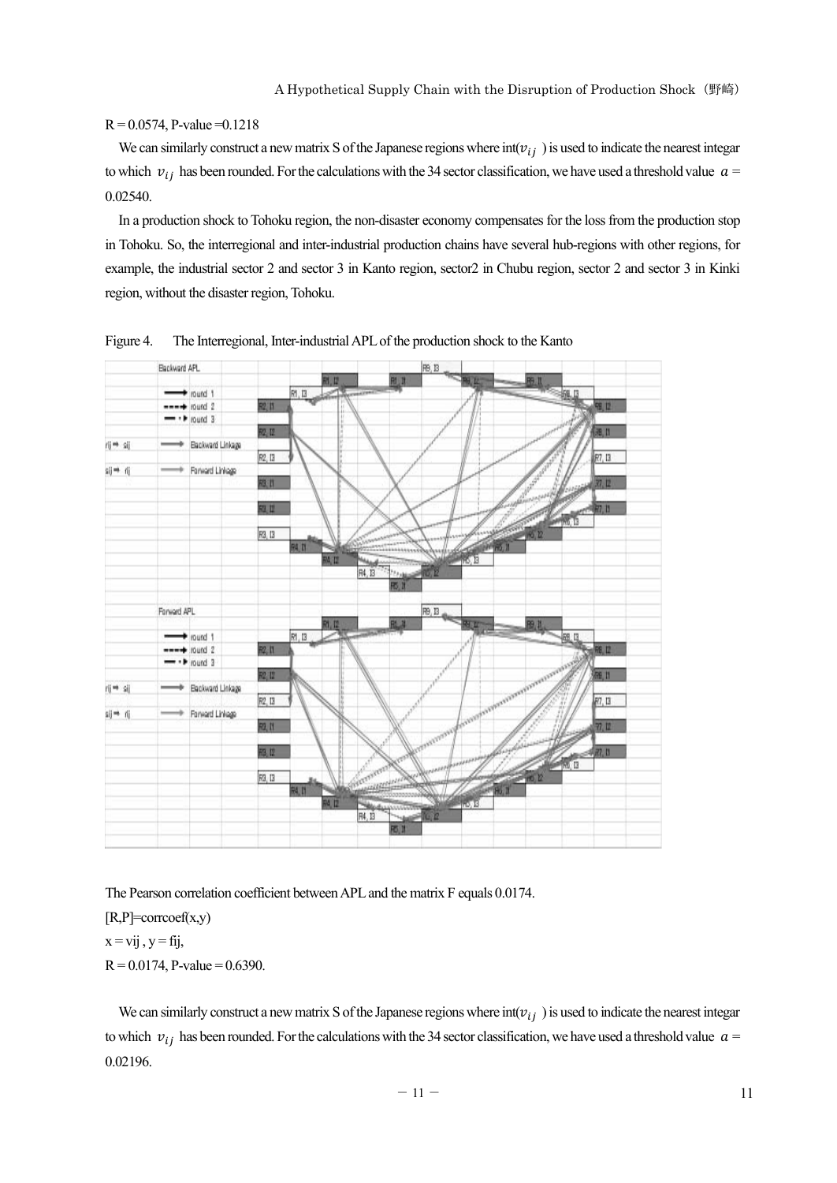R = 0.0574, P-value =0.1218

We can similarly construct a new matrix S of the Japanese regions where int($v_{ij}$ ) is used to indicate the nearest integar to which $v_{ij}$ has been rounded. For the calculations with the 34 sector classification, we have used a threshold value $a$ = 0.02540.

In a production shock to Tohoku region, the non-disaster economy compensates for the loss from the production stop in Tohoku. So, the interregional and inter-industrial production chains have several hub-regions with other regions, for example, the industrial sector 2 and sector 3 in Kanto region, sector2 in Chubu region, sector 2 and sector 3 in Kinki region, without the disaster region, Tohoku.

Figure 4. The Interregional, Inter-industrial APL of the production shock to the Kanto

The Pearson correlation coefficient between APL and the matrix F equals 0.0174.

[R,P]=corrcoef(x,y)

x = vij , y = fij,

R = 0.0174, P-value = 0.6390.

We can similarly construct a new matrix S of the Japanese regions where int($v_{ij}$ ) is used to indicate the nearest integar to which $v_{ij}$ has been rounded. For the calculations with the 34 sector classification, we have used a threshold value $a$ = 0.02196.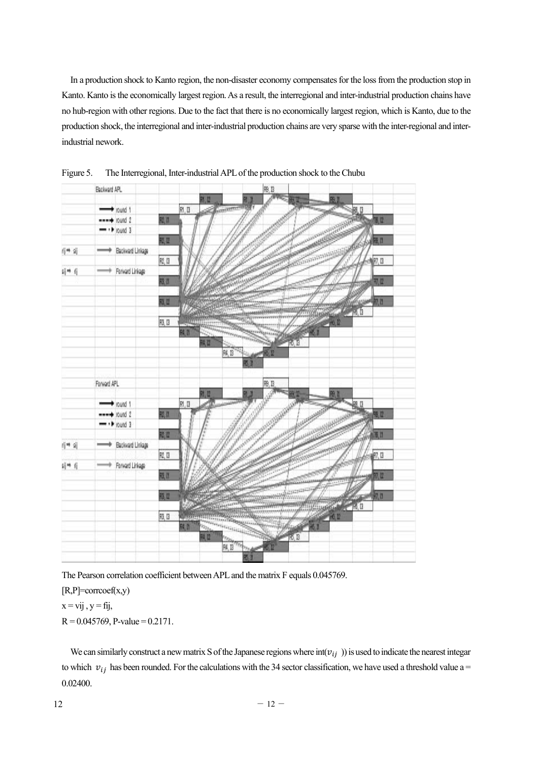In a production shock to Kanto region, the non-disaster economy compensates for the loss from the production stop in Kanto. Kanto is the economically largest region. As a result, the interregional and inter-industrial production chains have no hub-region with other regions. Due to the fact that there is no economically largest region, which is Kanto, due to the production shock, the interregional and inter-industrial production chains are very sparse with the inter-regional and inter-industrial nework.

Figure 5. The Interregional, Inter-industrial APL of the production shock to the Chubu

The Pearson correlation coefficient between APL and the matrix F equals 0.045769.

[R,P]=corrcoef(x,y)

x = vij , y = fij,

R = 0.045769, P-value = 0.2171.

We can similarly construct a new matrix S of the Japanese regions where int($v_{ij}$ )) is used to indicate the nearest integar to which $v_{ij}$ has been rounded. For the calculations with the 34 sector classification, we have used a threshold value a = 0.02400.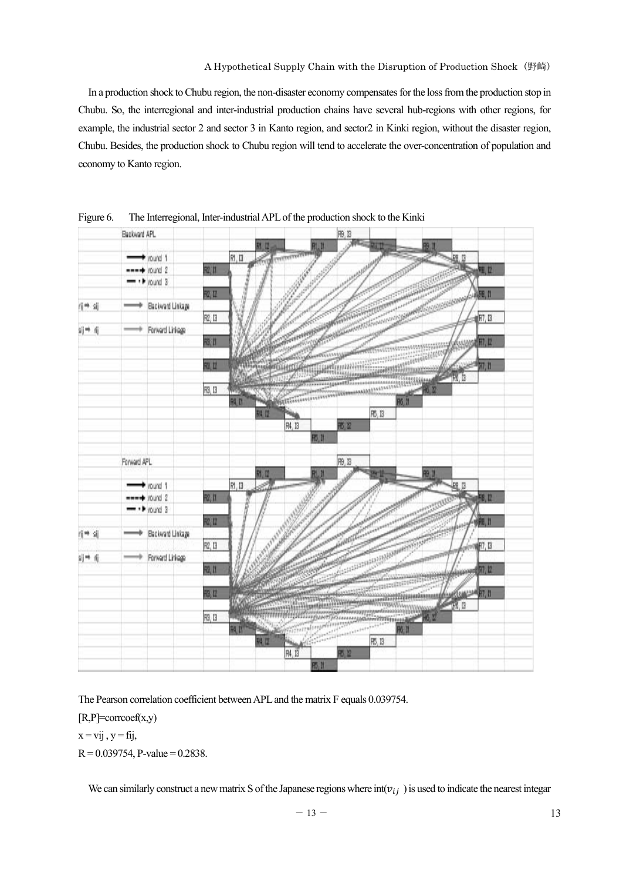In a production shock to Chubu region, the non-disaster economy compensates for the loss from the production stop in Chubu. So, the interregional and inter-industrial production chains have several hub-regions with other regions, for example, the industrial sector 2 and sector 3 in Kanto region, and sector2 in Kinki region, without the disaster region, Chubu. Besides, the production shock to Chubu region will tend to accelerate the over-concentration of population and economy to Kanto region.

Figure 6. The Interregional, Inter-industrial APL of the production shock to the Kinki

The Pearson correlation coefficient between APL and the matrix F equals 0.039754.

[R,P]=corrcoef(x,y)

x = vij , y = fij,

R = 0.039754, P-value = 0.2838.

We can similarly construct a new matrix S of the Japanese regions where int($v_{ij}$ ) is used to indicate the nearest integar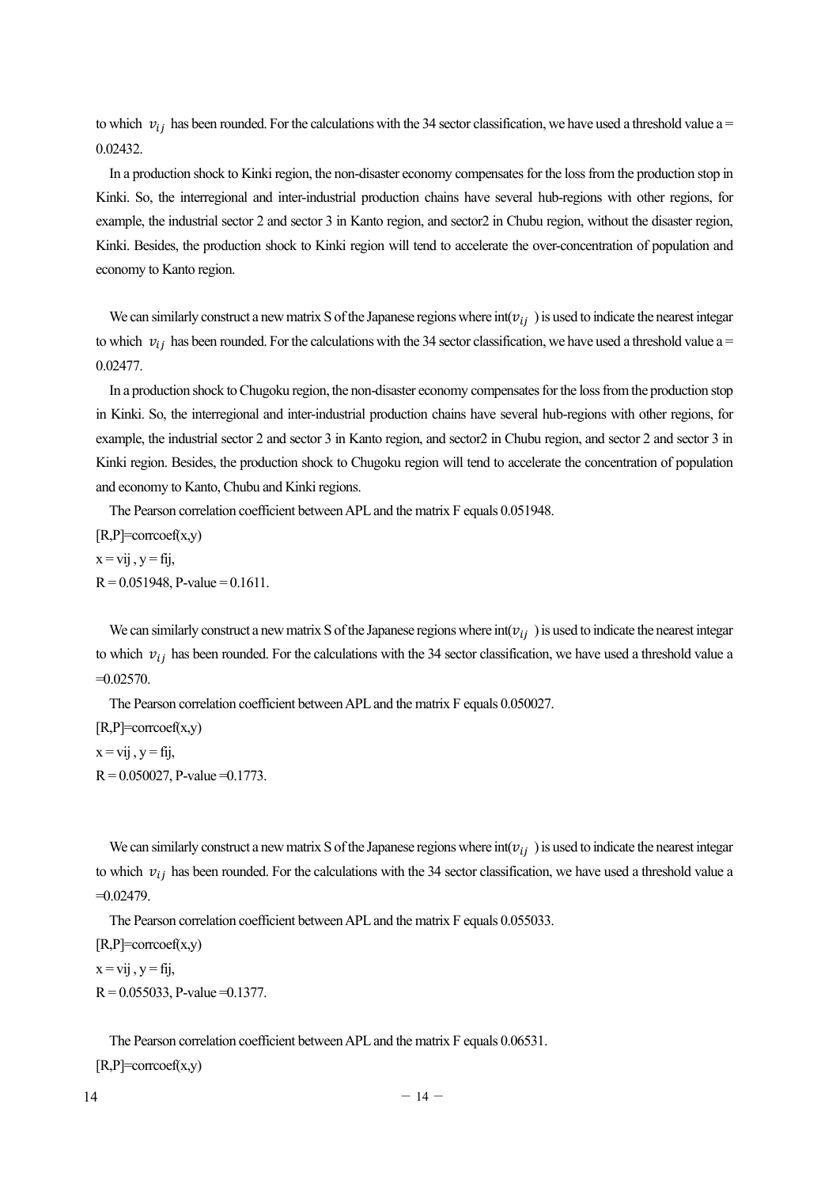to which $v_{ij}$ has been rounded. For the calculations with the 34 sector classification, we have used a threshold value a = 0.02432.

In a production shock to Kinki region, the non-disaster economy compensates for the loss from the production stop in Kinki. So, the interregional and inter-industrial production chains have several hub-regions with other regions, for example, the industrial sector 2 and sector 3 in Kanto region, and sector2 in Chubu region, without the disaster region, Kinki. Besides, the production shock to Kinki region will tend to accelerate the over-concentration of population and economy to Kanto region.

We can similarly construct a new matrix S of the Japanese regions where int($v_{ij}$ ) is used to indicate the nearest integar to which $v_{ij}$ has been rounded. For the calculations with the 34 sector classification, we have used a threshold value a = 0.02477.

In a production shock to Chugoku region, the non-disaster economy compensates for the loss from the production stop in Kinki. So, the interregional and inter-industrial production chains have several hub-regions with other regions, for example, the industrial sector 2 and sector 3 in Kanto region, and sector2 in Chubu region, and sector 2 and sector 3 in Kinki region. Besides, the production shock to Chugoku region will tend to accelerate the concentration of population and economy to Kanto, Chubu and Kinki regions.

The Pearson correlation coefficient between APL and the matrix F equals 0.051948.

[R,P]=corrcoef(x,y)

x = vij , y = fij,

R = 0.051948, P-value = 0.1611.

We can similarly construct a new matrix S of the Japanese regions where int($v_{ij}$ ) is used to indicate the nearest integar to which $v_{ij}$ has been rounded. For the calculations with the 34 sector classification, we have used a threshold value a =0.02570.

The Pearson correlation coefficient between APL and the matrix F equals 0.050027.

[R,P]=corrcoef(x,y)

x = vij , y = fij,

R = 0.050027, P-value =0.1773.

We can similarly construct a new matrix S of the Japanese regions where int($v_{ij}$ ) is used to indicate the nearest integar to which $v_{ij}$ has been rounded. For the calculations with the 34 sector classification, we have used a threshold value a =0.02479.

The Pearson correlation coefficient between APL and the matrix F equals 0.055033.

[R,P]=corrcoef(x,y)

x = vij , y = fij,

R = 0.055033, P-value =0.1377.

The Pearson correlation coefficient between APL and the matrix F equals 0.06531.

[R,P]=corrcoef(x,y)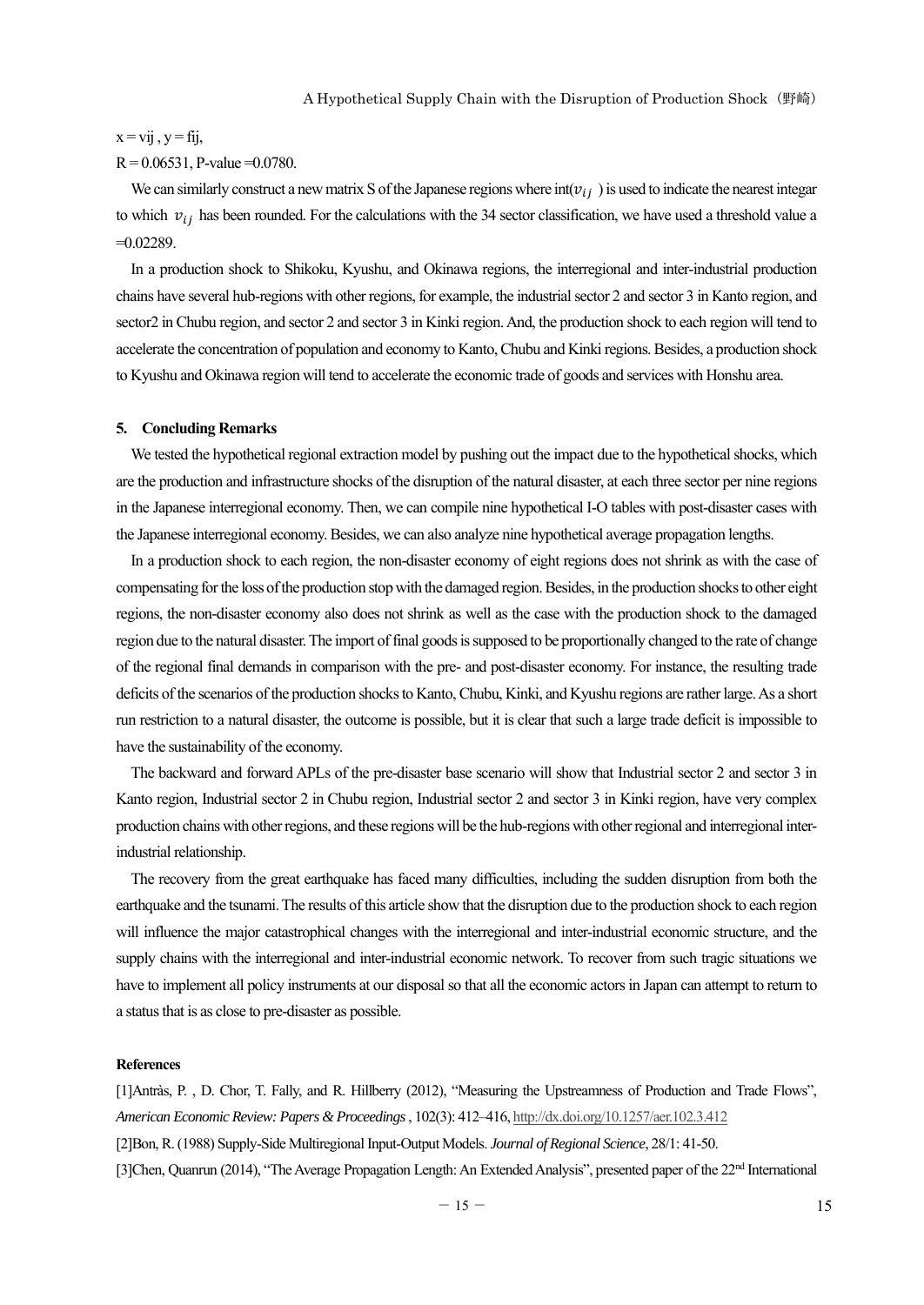x = vij , y = fij,

R = 0.06531, P-value =0.0780.

We can similarly construct a new matrix S of the Japanese regions where int($v_{ij}$ ) is used to indicate the nearest integar to which $v_{ij}$ has been rounded. For the calculations with the 34 sector classification, we have used a threshold value a =0.02289.

In a production shock to Shikoku, Kyushu, and Okinawa regions, the interregional and inter-industrial production chains have several hub-regions with other regions, for example, the industrial sector 2 and sector 3 in Kanto region, and sector2 in Chubu region, and sector 2 and sector 3 in Kinki region. And, the production shock to each region will tend to accelerate the concentration of population and economy to Kanto, Chubu and Kinki regions. Besides, a production shock to Kyushu and Okinawa region will tend to accelerate the economic trade of goods and services with Honshu area.

## 5. Concluding Remarks

We tested the hypothetical regional extraction model by pushing out the impact due to the hypothetical shocks, which are the production and infrastructure shocks of the disruption of the natural disaster, at each three sector per nine regions in the Japanese interregional economy. Then, we can compile nine hypothetical I-O tables with post-disaster cases with the Japanese interregional economy. Besides, we can also analyze nine hypothetical average propagation lengths.

In a production shock to each region, the non-disaster economy of eight regions does not shrink as with the case of compensating for the loss of the production stop with the damaged region. Besides, in the production shocks to other eight regions, the non-disaster economy also does not shrink as well as the case with the production shock to the damaged region due to the natural disaster. The import of final goods is supposed to be proportionally changed to the rate of change of the regional final demands in comparison with the pre- and post-disaster economy. For instance, the resulting trade deficits of the scenarios of the production shocks to Kanto, Chubu, Kinki, and Kyushu regions are rather large. As a short run restriction to a natural disaster, the outcome is possible, but it is clear that such a large trade deficit is impossible to have the sustainability of the economy.

The backward and forward APLs of the pre-disaster base scenario will show that Industrial sector 2 and sector 3 in Kanto region, Industrial sector 2 in Chubu region, Industrial sector 2 and sector 3 in Kinki region, have very complex production chains with other regions, and these regions will be the hub-regions with other regional and interregional inter-industrial relationship.

The recovery from the great earthquake has faced many difficulties, including the sudden disruption from both the earthquake and the tsunami. The results of this article show that the disruption due to the production shock to each region will influence the major catastrophical changes with the interregional and inter-industrial economic structure, and the supply chains with the interregional and inter-industrial economic network. To recover from such tragic situations we have to implement all policy instruments at our disposal so that all the economic actors in Japan can attempt to return to a status that is as close to pre-disaster as possible.

### References

[1]Antràs, P. , D. Chor, T. Fally, and R. Hillberry (2012), "Measuring the Upstreamness of Production and Trade Flows", *American Economic Review: Papers & Proceedings* , 102(3): 412–416, http://dx.doi.org/10.1257/aer.102.3.412

[2]Bon, R. (1988) Supply-Side Multiregional Input-Output Models. *Journal of Regional Science*, 28/1: 41-50.

[3]Chen, Quanrun (2014), "The Average Propagation Length: An Extended Analysis", presented paper of the 22nd International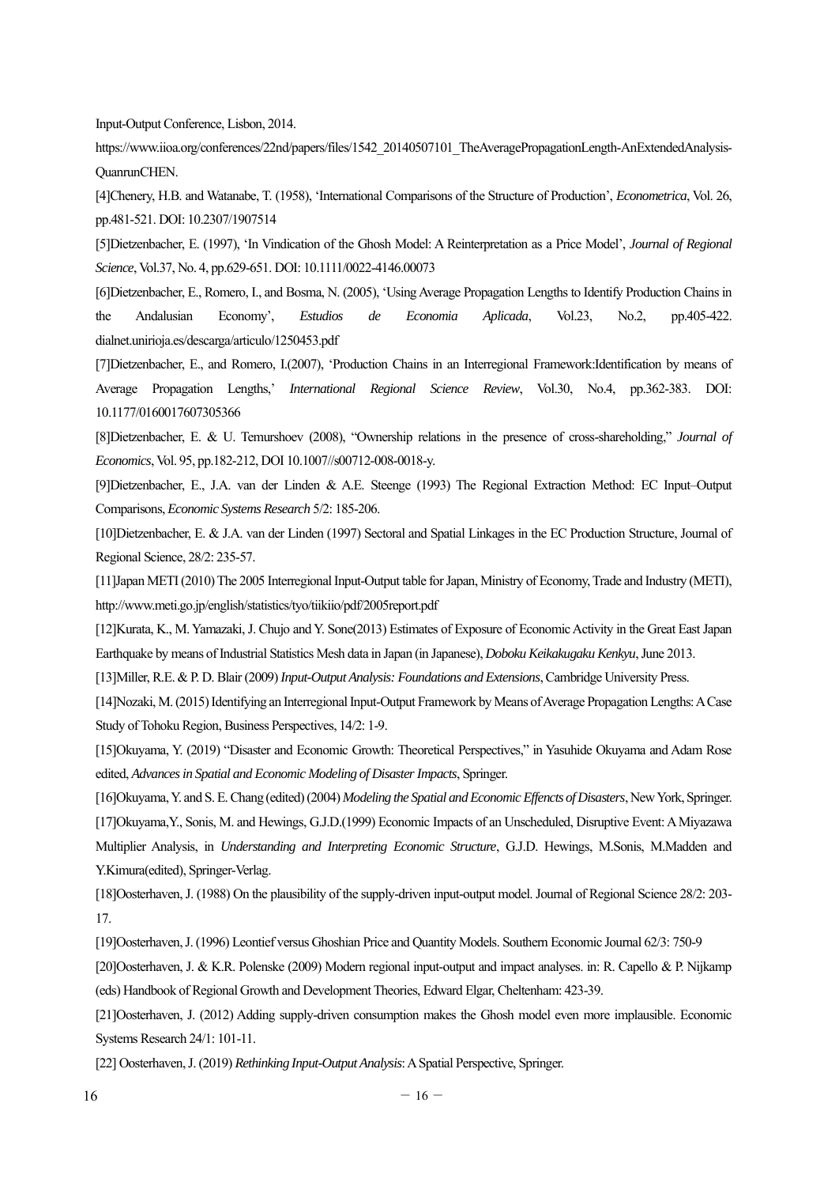Input-Output Conference, Lisbon, 2014.

https://www.iioa.org/conferences/22nd/papers/files/1542_20140507101_TheAveragePropagationLength-AnExtendedAnalysis-QuanrunCHEN.

[4]Chenery, H.B. and Watanabe, T. (1958), 'International Comparisons of the Structure of Production', *Econometrica*, Vol. 26, pp.481-521. DOI: 10.2307/1907514

[5]Dietzenbacher, E. (1997), 'In Vindication of the Ghosh Model: A Reinterpretation as a Price Model', *Journal of Regional Science*, Vol.37, No. 4, pp.629-651. DOI: 10.1111/0022-4146.00073

[6]Dietzenbacher, E., Romero, I., and Bosma, N. (2005), 'Using Average Propagation Lengths to Identify Production Chains in the Andalusian Economy', *Estudios de Economia Aplicada*, Vol.23, No.2, pp.405-422. dialnet.unirioja.es/descarga/articulo/1250453.pdf

[7]Dietzenbacher, E., and Romero, I.(2007), 'Production Chains in an Interregional Framework:Identification by means of Average Propagation Lengths,' *International Regional Science Review*, Vol.30, No.4, pp.362-383. DOI: 10.1177/0160017607305366

[8]Dietzenbacher, E. & U. Temurshoev (2008), "Ownership relations in the presence of cross-shareholding," *Journal of Economics*, Vol. 95, pp.182-212, DOI 10.1007//s00712-008-0018-y.

[9]Dietzenbacher, E., J.A. van der Linden & A.E. Steenge (1993) The Regional Extraction Method: EC Input–Output Comparisons, *Economic Systems Research* 5/2: 185-206.

[10]Dietzenbacher, E. & J.A. van der Linden (1997) Sectoral and Spatial Linkages in the EC Production Structure, Journal of Regional Science, 28/2: 235-57.

[11]Japan METI (2010) The 2005 Interregional Input-Output table for Japan, Ministry of Economy, Trade and Industry (METI), http://www.meti.go.jp/english/statistics/tyo/tiikiio/pdf/2005report.pdf

[12]Kurata, K., M. Yamazaki, J. Chujo and Y. Sone(2013) Estimates of Exposure of Economic Activity in the Great East Japan Earthquake by means of Industrial Statistics Mesh data in Japan (in Japanese), *Doboku Keikakugaku Kenkyu*, June 2013.

[13]Miller, R.E. & P. D. Blair (2009) *Input-Output Analysis: Foundations and Extensions*, Cambridge University Press.

[14]Nozaki, M. (2015) Identifying an Interregional Input-Output Framework by Means of Average Propagation Lengths: A Case Study of Tohoku Region, Business Perspectives, 14/2: 1-9.

[15]Okuyama, Y. (2019) "Disaster and Economic Growth: Theoretical Perspectives," in Yasuhide Okuyama and Adam Rose edited, *Advances in Spatial and Economic Modeling of Disaster Impacts*, Springer.

[16]Okuyama, Y. and S. E. Chang (edited) (2004) *Modeling the Spatial and Economic Effencts of Disasters*, New York, Springer.

[17]Okuyama,Y., Sonis, M. and Hewings, G.J.D.(1999) Economic Impacts of an Unscheduled, Disruptive Event: A Miyazawa Multiplier Analysis, in *Understanding and Interpreting Economic Structure*, G.J.D. Hewings, M.Sonis, M.Madden and Y.Kimura(edited), Springer-Verlag.

[18]Oosterhaven, J. (1988) On the plausibility of the supply-driven input-output model. Journal of Regional Science 28/2: 203-17.

[19]Oosterhaven, J. (1996) Leontief versus Ghoshian Price and Quantity Models. Southern Economic Journal 62/3: 750-9

[20]Oosterhaven, J. & K.R. Polenske (2009) Modern regional input-output and impact analyses. in: R. Capello & P. Nijkamp (eds) Handbook of Regional Growth and Development Theories, Edward Elgar, Cheltenham: 423-39.

[21]Oosterhaven, J. (2012) Adding supply-driven consumption makes the Ghosh model even more implausible. Economic Systems Research 24/1: 101-11.

[22] Oosterhaven, J. (2019) *Rethinking Input-Output Analysis*: A Spatial Perspective, Springer.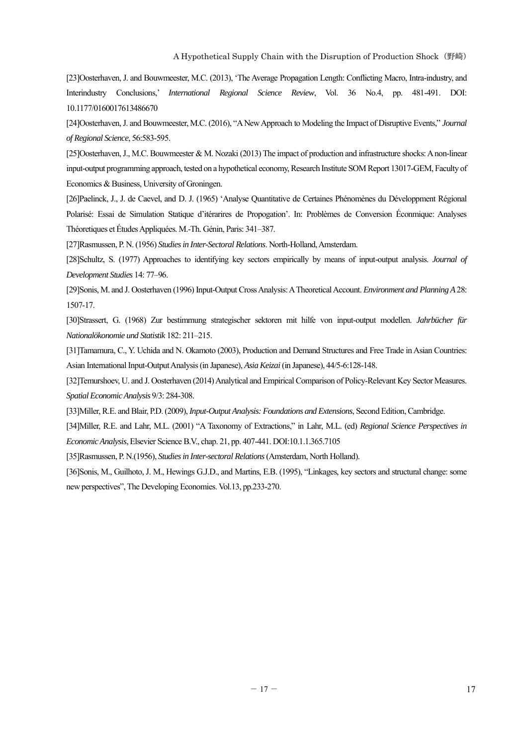[23]Oosterhaven, J. and Bouwmeester, M.C. (2013), 'The Average Propagation Length: Conflicting Macro, Intra-industry, and Interindustry Conclusions,' *International Regional Science Review*, Vol. 36 No.4, pp. 481-491. DOI: 10.1177/0160017613486670

[24]Oosterhaven, J. and Bouwmeester, M.C. (2016), "A New Approach to Modeling the Impact of Disruptive Events," *Journal of Regional Science*, 56:583-595.

[25]Oosterhaven, J., M.C. Bouwmeester & M. Nozaki (2013) The impact of production and infrastructure shocks: A non-linear input-output programming approach, tested on a hypothetical economy, Research Institute SOM Report 13017-GEM, Faculty of Economics & Business, University of Groningen.

[26]Paelinck, J., J. de Caevel, and D. J. (1965) 'Analyse Quantitative de Certaines Phénomènes du Développment Régional Polarisé: Essai de Simulation Statique d'itérarires de Propogation'. In: Problèmes de Conversion Éconmique: Analyses Théoretiques et Études Appliquées. M.-Th. Génin, Paris: 341–387.

[27]Rasmussen, P. N. (1956) *Studies in Inter-Sectoral Relations*. North-Holland, Amsterdam.

[28]Schultz, S. (1977) Approaches to identifying key sectors empirically by means of input-output analysis. *Journal of Development Studies* 14: 77–96.

[29]Sonis, M. and J. Oosterhaven (1996) Input-Output Cross Analysis: A Theoretical Account. *Environment and Planning A* 28: 1507-17.

[30]Strassert, G. (1968) Zur bestimmung strategischer sektoren mit hilfe von input-output modellen. *Jahrbücher für Nationalökonomie und Statistik* 182: 211–215.

[31]Tamamura, C., Y. Uchida and N. Okamoto (2003), Production and Demand Structures and Free Trade in Asian Countries: Asian International Input-Output Analysis (in Japanese), *Asia Keizai* (in Japanese), 44/5-6:128-148.

[32]Temurshoev, U. and J. Oosterhaven (2014) Analytical and Empirical Comparison of Policy-Relevant Key Sector Measures. *Spatial Economic Analysis* 9/3: 284-308.

[33]Miller, R.E. and Blair, P.D. (2009), *Input-Output Analysis: Foundations and Extensions*, Second Edition, Cambridge.

[34]Miller, R.E. and Lahr, M.L. (2001) "A Taxonomy of Extractions," in Lahr, M.L. (ed) *Regional Science Perspectives in Economic Analysis*, Elsevier Science B.V., chap. 21, pp. 407-441. DOI:10.1.1.365.7105

[35]Rasmussen, P. N.(1956), *Studies in Inter-sectoral Relations* (Amsterdam, North Holland).

[36]Sonis, M., Guilhoto, J. M., Hewings G.J.D., and Martins, E.B. (1995), "Linkages, key sectors and structural change: some new perspectives", The Developing Economies. Vol.13, pp.233-270.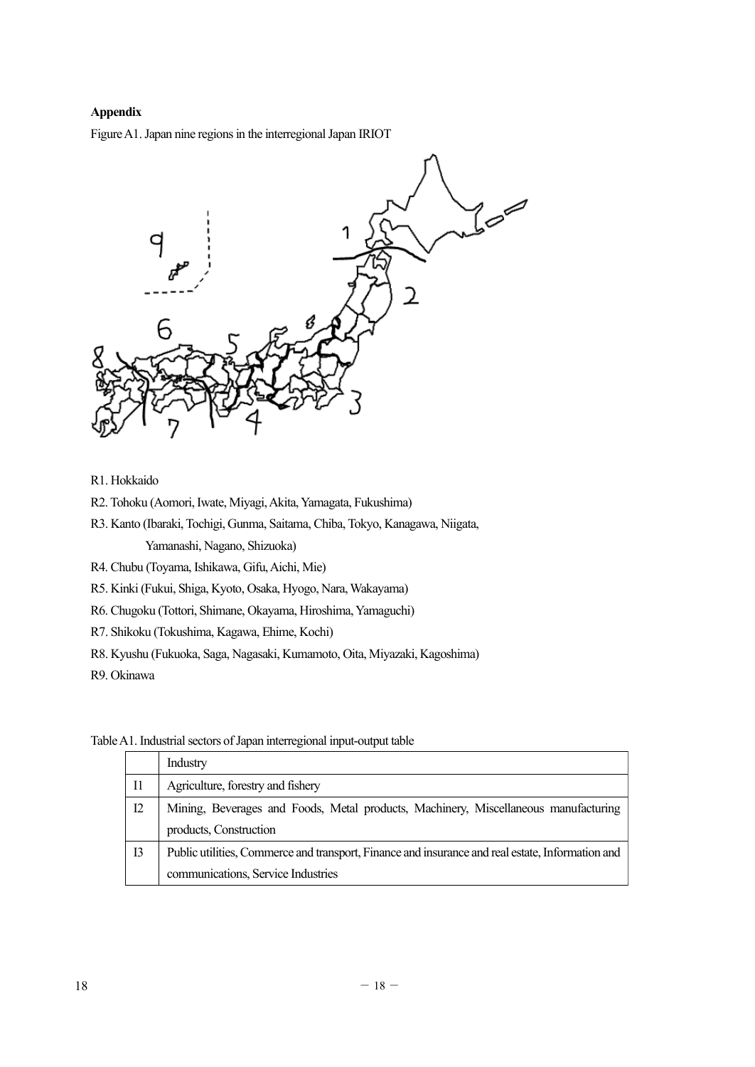**Appendix**

Figure A1. Japan nine regions in the interregional Japan IRIOT

9

1

2

6

5

8

3

7

4

R1. Hokkaido

R2. Tohoku (Aomori, Iwate, Miyagi, Akita, Yamagata, Fukushima)

R3. Kanto (Ibaraki, Tochigi, Gunma, Saitama, Chiba, Tokyo, Kanagawa, Niigata, Yamanashi, Nagano, Shizuoka)

R4. Chubu (Toyama, Ishikawa, Gifu, Aichi, Mie)

R5. Kinki (Fukui, Shiga, Kyoto, Osaka, Hyogo, Nara, Wakayama)

R6. Chugoku (Tottori, Shimane, Okayama, Hiroshima, Yamaguchi)

R7. Shikoku (Tokushima, Kagawa, Ehime, Kochi)

R8. Kyushu (Fukuoka, Saga, Nagasaki, Kumamoto, Oita, Miyazaki, Kagoshima)

R9. Okinawa

Table A1. Industrial sectors of Japan interregional input-output table

| | Industry |
|---|---|
| I1 | Agriculture, forestry and fishery |
| I2 | Mining, Beverages and Foods, Metal products, Machinery, Miscellaneous manufacturing products, Construction |
| I3 | Public utilities, Commerce and transport, Finance and insurance and real estate, Information and communications, Service Industries |